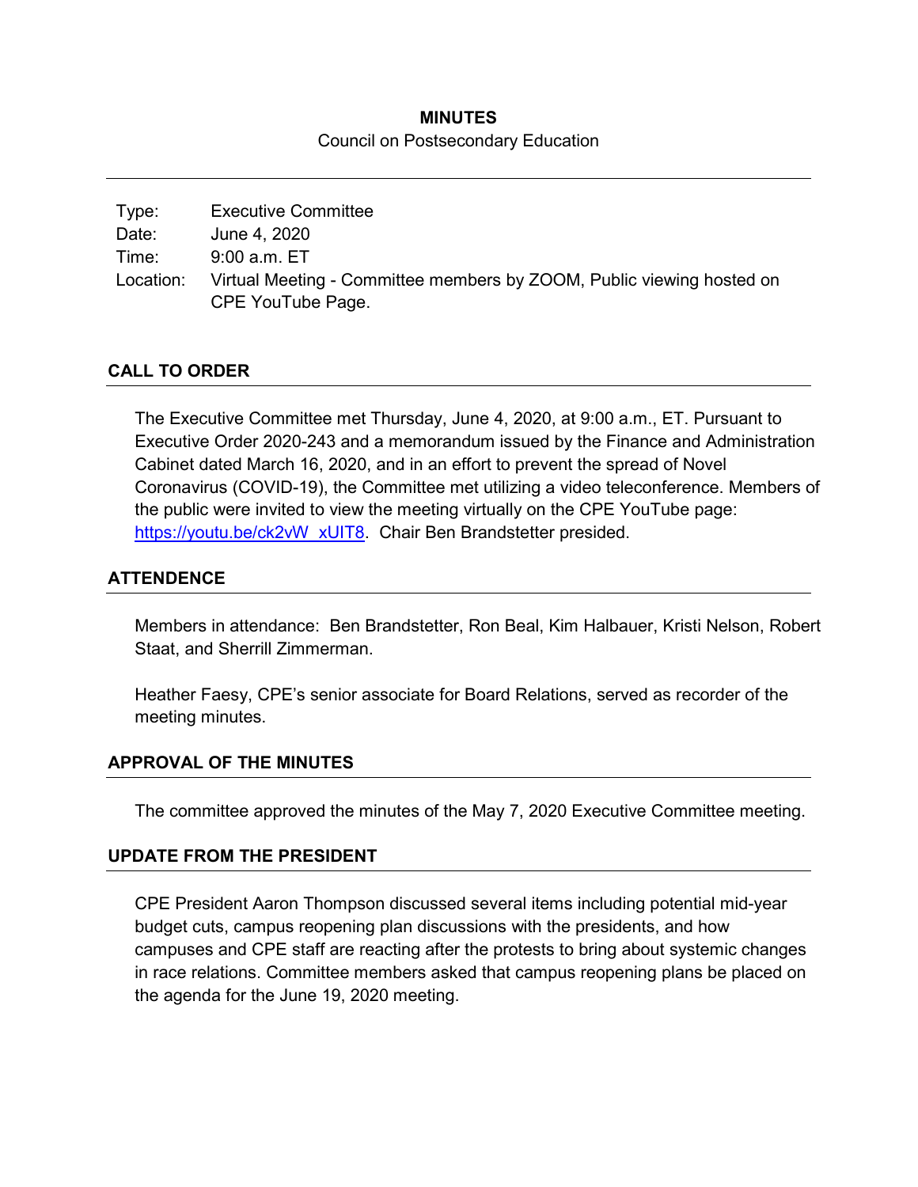# MINUTES

Council on Postsecondary Education

| | |
|---|---|
| Type: | Executive Committee |
| Date: | June 4, 2020 |
| Time: | 9:00 a.m. ET |
| Location: | Virtual Meeting - Committee members by ZOOM, Public viewing hosted on CPE YouTube Page. |

## CALL TO ORDER

The Executive Committee met Thursday, June 4, 2020, at 9:00 a.m., ET. Pursuant to Executive Order 2020-243 and a memorandum issued by the Finance and Administration Cabinet dated March 16, 2020, and in an effort to prevent the spread of Novel Coronavirus (COVID-19), the Committee met utilizing a video teleconference. Members of the public were invited to view the meeting virtually on the CPE YouTube page: https://youtu.be/ck2vW_xUIT8. Chair Ben Brandstetter presided.

## ATTENDENCE

Members in attendance: Ben Brandstetter, Ron Beal, Kim Halbauer, Kristi Nelson, Robert Staat, and Sherrill Zimmerman.

Heather Faesy, CPE's senior associate for Board Relations, served as recorder of the meeting minutes.

## APPROVAL OF THE MINUTES

The committee approved the minutes of the May 7, 2020 Executive Committee meeting.

## UPDATE FROM THE PRESIDENT

CPE President Aaron Thompson discussed several items including potential mid-year budget cuts, campus reopening plan discussions with the presidents, and how campuses and CPE staff are reacting after the protests to bring about systemic changes in race relations. Committee members asked that campus reopening plans be placed on the agenda for the June 19, 2020 meeting.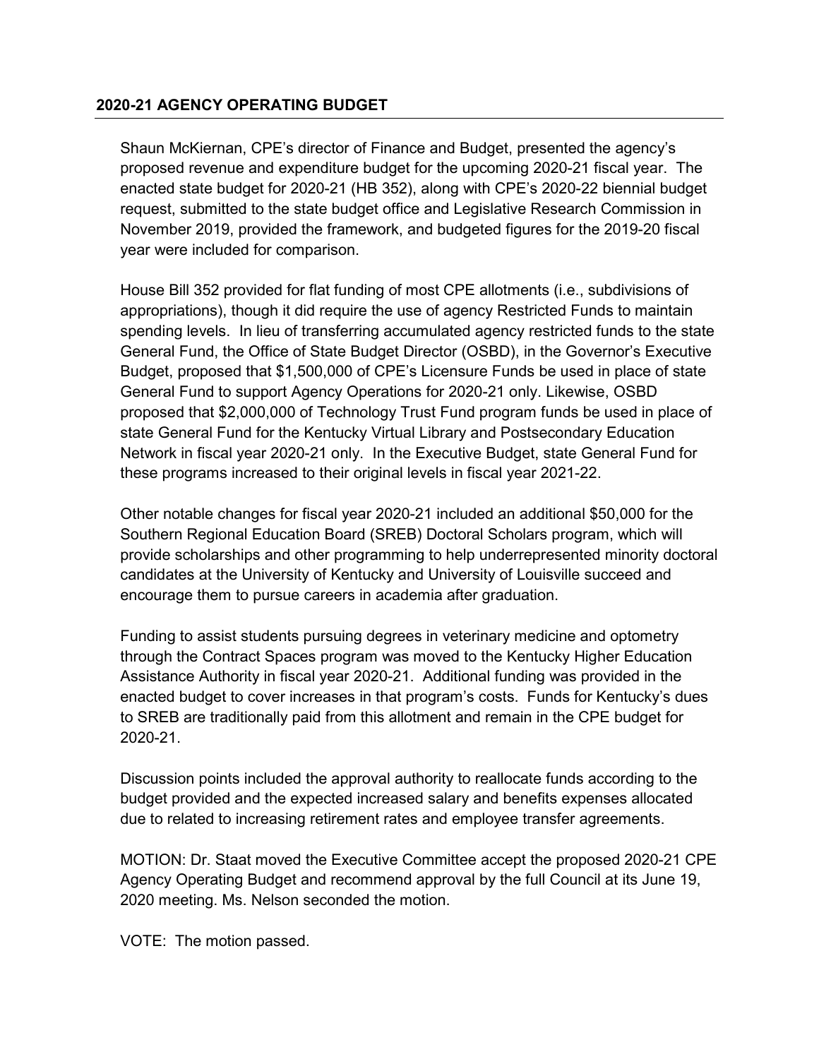## 2020-21 AGENCY OPERATING BUDGET

Shaun McKiernan, CPE's director of Finance and Budget, presented the agency's proposed revenue and expenditure budget for the upcoming 2020-21 fiscal year. The enacted state budget for 2020-21 (HB 352), along with CPE's 2020-22 biennial budget request, submitted to the state budget office and Legislative Research Commission in November 2019, provided the framework, and budgeted figures for the 2019-20 fiscal year were included for comparison.

House Bill 352 provided for flat funding of most CPE allotments (i.e., subdivisions of appropriations), though it did require the use of agency Restricted Funds to maintain spending levels. In lieu of transferring accumulated agency restricted funds to the state General Fund, the Office of State Budget Director (OSBD), in the Governor's Executive Budget, proposed that $1,500,000 of CPE's Licensure Funds be used in place of state General Fund to support Agency Operations for 2020-21 only. Likewise, OSBD proposed that $2,000,000 of Technology Trust Fund program funds be used in place of state General Fund for the Kentucky Virtual Library and Postsecondary Education Network in fiscal year 2020-21 only. In the Executive Budget, state General Fund for these programs increased to their original levels in fiscal year 2021-22.

Other notable changes for fiscal year 2020-21 included an additional $50,000 for the Southern Regional Education Board (SREB) Doctoral Scholars program, which will provide scholarships and other programming to help underrepresented minority doctoral candidates at the University of Kentucky and University of Louisville succeed and encourage them to pursue careers in academia after graduation.

Funding to assist students pursuing degrees in veterinary medicine and optometry through the Contract Spaces program was moved to the Kentucky Higher Education Assistance Authority in fiscal year 2020-21. Additional funding was provided in the enacted budget to cover increases in that program's costs. Funds for Kentucky's dues to SREB are traditionally paid from this allotment and remain in the CPE budget for 2020-21.

Discussion points included the approval authority to reallocate funds according to the budget provided and the expected increased salary and benefits expenses allocated due to related to increasing retirement rates and employee transfer agreements.

MOTION: Dr. Staat moved the Executive Committee accept the proposed 2020-21 CPE Agency Operating Budget and recommend approval by the full Council at its June 19, 2020 meeting. Ms. Nelson seconded the motion.

VOTE: The motion passed.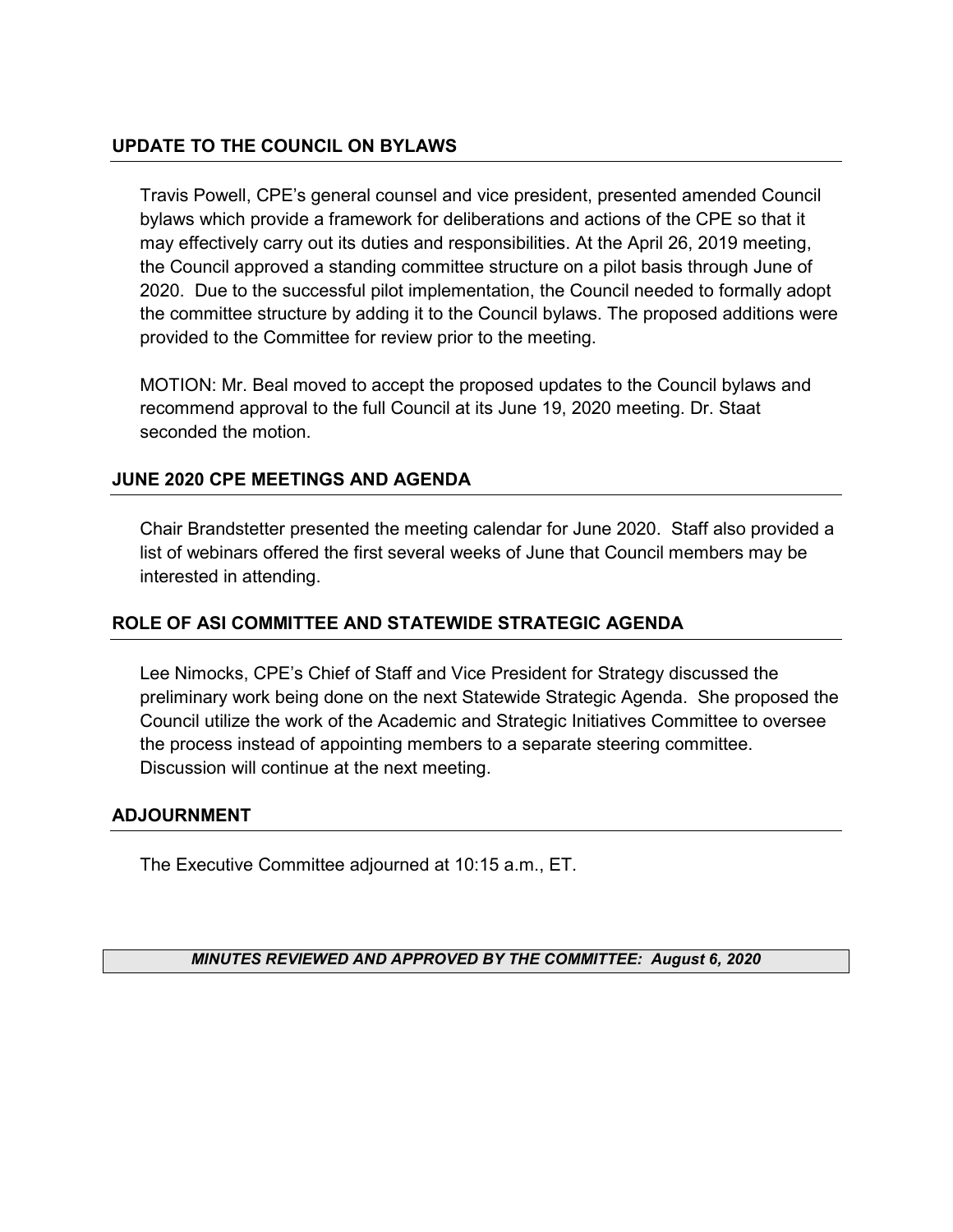## UPDATE TO THE COUNCIL ON BYLAWS

Travis Powell, CPE's general counsel and vice president, presented amended Council bylaws which provide a framework for deliberations and actions of the CPE so that it may effectively carry out its duties and responsibilities. At the April 26, 2019 meeting, the Council approved a standing committee structure on a pilot basis through June of 2020. Due to the successful pilot implementation, the Council needed to formally adopt the committee structure by adding it to the Council bylaws. The proposed additions were provided to the Committee for review prior to the meeting.

MOTION: Mr. Beal moved to accept the proposed updates to the Council bylaws and recommend approval to the full Council at its June 19, 2020 meeting. Dr. Staat seconded the motion.

## JUNE 2020 CPE MEETINGS AND AGENDA

Chair Brandstetter presented the meeting calendar for June 2020. Staff also provided a list of webinars offered the first several weeks of June that Council members may be interested in attending.

## ROLE OF ASI COMMITTEE AND STATEWIDE STRATEGIC AGENDA

Lee Nimocks, CPE's Chief of Staff and Vice President for Strategy discussed the preliminary work being done on the next Statewide Strategic Agenda. She proposed the Council utilize the work of the Academic and Strategic Initiatives Committee to oversee the process instead of appointing members to a separate steering committee. Discussion will continue at the next meeting.

## ADJOURNMENT

The Executive Committee adjourned at 10:15 a.m., ET.

***MINUTES REVIEWED AND APPROVED BY THE COMMITTEE: August 6, 2020***